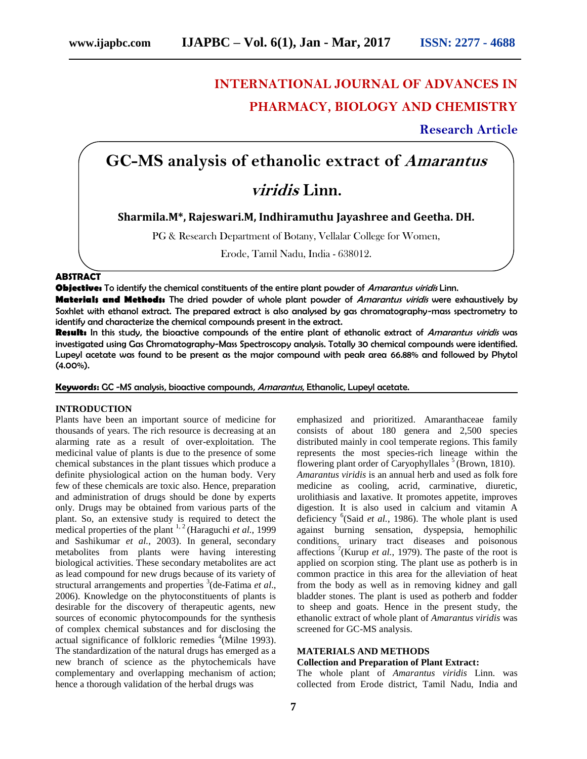# INTERNATIONAL JOURNAL OF ADVANCES IN PHARMACY, BIOLOGY AND CHEMISTRY

**Research Article**

# GC-MS analysis of ethanolic extract of *Amarantus viridis* Linn.

**Sharmila.M*, Rajeswari.M, Indhiramuthu Jayashree and Geetha. DH.**

PG & Research Department of Botany, Vellalar College for Women,

Erode, Tamil Nadu, India - 638012.

## ABSTRACT

**Objective:** To identify the chemical constituents of the entire plant powder of *Amarantus viridis* Linn.

**Materials and Methods:** The dried powder of whole plant powder of *Amarantus viridis* were exhaustively by Soxhlet with ethanol extract. The prepared extract is also analysed by gas chromatography-mass spectrometry to identify and characterize the chemical compounds present in the extract.

**Result:** In this study, the bioactive compounds of the entire plant of ethanolic extract of *Amarantus viridis* was investigated using Gas Chromatography-Mass Spectroscopy analysis. Totally 30 chemical compounds were identified. Lupeyl acetate was found to be present as the major compound with peak area 66.88% and followed by Phytol (4.00%).

**Keywords:** GC -MS analysis, bioactive compounds, *Amarantus*, Ethanolic, Lupeyl acetate.

## INTRODUCTION

Plants have been an important source of medicine for thousands of years. The rich resource is decreasing at an alarming rate as a result of over-exploitation. The medicinal value of plants is due to the presence of some chemical substances in the plant tissues which produce a definite physiological action on the human body. Very few of these chemicals are toxic also. Hence, preparation and administration of drugs should be done by experts only. Drugs may be obtained from various parts of the plant. So, an extensive study is required to detect the medical properties of the plant [1, 2] (Haraguchi *et al.,* 1999 and Sashikumar *et al.,* 2003). In general, secondary metabolites from plants were having interesting biological activities. These secondary metabolites are act as lead compound for new drugs because of its variety of structural arrangements and properties [3](de-Fatima *et al.,* 2006). Knowledge on the phytoconstituents of plants is desirable for the discovery of therapeutic agents, new sources of economic phytocompounds for the synthesis of complex chemical substances and for disclosing the actual significance of folkloric remedies [4](Milne 1993). The standardization of the natural drugs has emerged as a new branch of science as the phytochemicals have complementary and overlapping mechanism of action; hence a thorough validation of the herbal drugs was emphasized and prioritized. Amaranthaceae family consists of about 180 genera and 2,500 species distributed mainly in cool temperate regions. This family represents the most species-rich lineage within the flowering plant order of Caryophyllales [5] (Brown, 1810). *Amarantus viridis* is an annual herb and used as folk fore medicine as cooling, acrid, carminative, diuretic, urolithiasis and laxative. It promotes appetite, improves digestion. It is also used in calcium and vitamin A deficiency [6](Said *et al.,* 1986). The whole plant is used against burning sensation, dyspepsia, hemophilic conditions, urinary tract diseases and poisonous affections [7](Kurup *et al.,* 1979). The paste of the root is applied on scorpion sting. The plant use as potherb is in common practice in this area for the alleviation of heat from the body as well as in removing kidney and gall bladder stones. The plant is used as potherb and fodder to sheep and goats. Hence in the present study, the ethanolic extract of whole plant of *Amarantus viridis* was screened for GC-MS analysis.

## MATERIALS AND METHODS

### Collection and Preparation of Plant Extract:

The whole plant of *Amarantus viridis* Linn. was collected from Erode district, Tamil Nadu, India and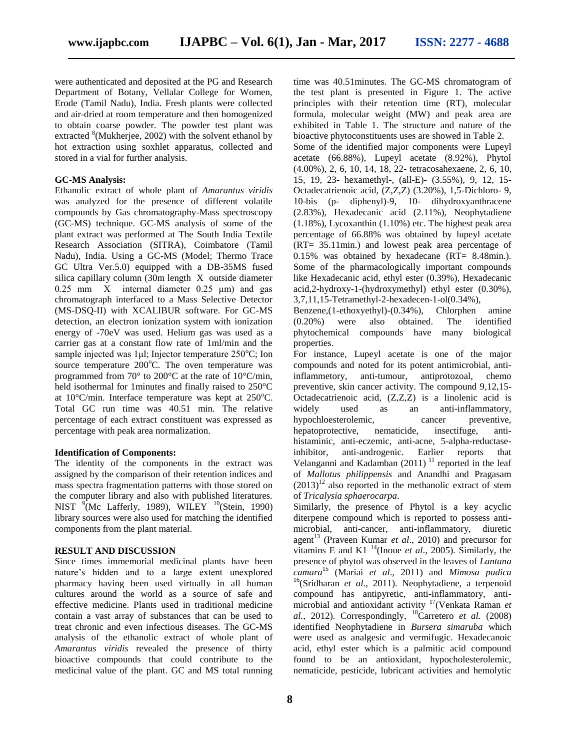were authenticated and deposited at the PG and Research Department of Botany, Vellalar College for Women, Erode (Tamil Nadu), India. Fresh plants were collected and air-dried at room temperature and then homogenized to obtain coarse powder. The powder test plant was extracted [8](Mukherjee, 2002) with the solvent ethanol by hot extraction using soxhlet apparatus, collected and stored in a vial for further analysis.

**GC-MS Analysis:**

Ethanolic extract of whole plant of *Amarantus viridis* was analyzed for the presence of different volatile compounds by Gas chromatography-Mass spectroscopy (GC-MS) technique. GC-MS analysis of some of the plant extract was performed at The South India Textile Research Association (SITRA), Coimbatore (Tamil Nadu), India. Using a GC-MS (Model; Thermo Trace GC Ultra Ver.5.0) equipped with a DB-35MS fused silica capillary column (30m length X outside diameter 0.25 mm X internal diameter 0.25 μm) and gas chromatograph interfaced to a Mass Selective Detector (MS-DSQ-II) with XCALIBUR software. For GC-MS detection, an electron ionization system with ionization energy of -70eV was used. Helium gas was used as a carrier gas at a constant flow rate of 1ml/min and the sample injected was 1μl; Injector temperature 250°C; Ion source temperature 200°C. The oven temperature was programmed from 70° to 200°C at the rate of 10°C/min, held isothermal for 1minutes and finally raised to 250°C at 10°C/min. Interface temperature was kept at 250°C. Total GC run time was 40.51 min. The relative percentage of each extract constituent was expressed as percentage with peak area normalization.

**Identification of Components:**

The identity of the components in the extract was assigned by the comparison of their retention indices and mass spectra fragmentation patterns with those stored on the computer library and also with published literatures. NIST [9](Mc Lafferly, 1989), WILEY [10](Stein, 1990) library sources were also used for matching the identified components from the plant material.

**RESULT AND DISCUSSION**

Since times immemorial medicinal plants have been nature's hidden and to a large extent unexplored pharmacy having been used virtually in all human cultures around the world as a source of safe and effective medicine. Plants used in traditional medicine contain a vast array of substances that can be used to treat chronic and even infectious diseases. The GC-MS analysis of the ethanolic extract of whole plant of *Amarantus viridis* revealed the presence of thirty bioactive compounds that could contribute to the medicinal value of the plant. GC and MS total running time was 40.51minutes. The GC-MS chromatogram of the test plant is presented in Figure 1. The active principles with their retention time (RT), molecular formula, molecular weight (MW) and peak area are exhibited in Table 1. The structure and nature of the bioactive phytoconstituents uses are showed in Table 2.

Some of the identified major components were Lupeyl acetate (66.88%), Lupeyl acetate (8.92%), Phytol (4.00%), 2, 6, 10, 14, 18, 22- tetracosahexaene, 2, 6, 10, 15, 19, 23- hexamethyl-, (all-E)- (3.55%), 9, 12, 15- Octadecatrienoic acid, (Z,Z,Z) (3.20%), 1,5-Dichloro- 9, 10-bis (p- diphenyl)-9, 10- dihydroxyanthracene (2.83%), Hexadecanic acid (2.11%), Neophytadiene (1.18%), Lycoxanthin (1.10%) etc. The highest peak area percentage of 66.88% was obtained by lupeyl acetate (RT= 35.11min.) and lowest peak area percentage of 0.15% was obtained by hexadecane (RT= 8.48min.). Some of the pharmacologically important compounds like Hexadecanic acid, ethyl ester (0.39%), Hexadecanic acid,2-hydroxy-1-(hydroxymethyl) ethyl ester (0.30%), 3,7,11,15-Tetramethyl-2-hexadecen-1-ol(0.34%), Benzene,(1-ethoxyethyl)-(0.34%), Chlorphen amine (0.20%) were also obtained. The identified phytochemical compounds have many biological properties.

For instance, Lupeyl acetate is one of the major compounds and noted for its potent antimicrobial, anti-inflammetory, anti-tumour, antiprotozoal, chemo preventive, skin cancer activity. The compound 9,12,15-Octadecatrienoic acid, (Z,Z,Z) is a linolenic acid is widely used as an anti-inflammatory, hypochloesterolemic, cancer preventive, hepatoprotective, nematicide, insectifuge, anti-histaminic, anti-eczemic, anti-acne, 5-alpha-reductase-inhibitor, anti-androgenic. Earlier reports that Velanganni and Kadamban (2011) [11] reported in the leaf of *Mallotus philippensis* and Anandhi and Pragasam (2013)[12] also reported in the methanolic extract of stem of *Tricalysia sphaerocarpa*.

Similarly, the presence of Phytol is a key acyclic diterpene compound which is reported to possess anti-microbial, anti-cancer, anti-inflammatory, diuretic agent[13] (Praveen Kumar *et al*., 2010) and precursor for vitamins E and K1 [14](Inoue *et al*., 2005). Similarly, the presence of phytol was observed in the leaves of *Lantana camara*[15] (Mariai *et al*., 2011) and *Mimosa pudica* [16](Sridharan *et al*., 2011). Neophytadiene, a terpenoid compound has antipyretic, anti-inflammatory, anti-microbial and antioxidant activity [17](Venkata Raman *et al.,* 2012). Correspondingly, [18]Carretero *et al.* (2008) identified Neophytadiene in *Bursera simaruba* which were used as analgesic and vermifugic. Hexadecanoic acid, ethyl ester which is a palmitic acid compound found to be an antioxidant, hypocholesterolemic, nematicide, pesticide, lubricant activities and hemolytic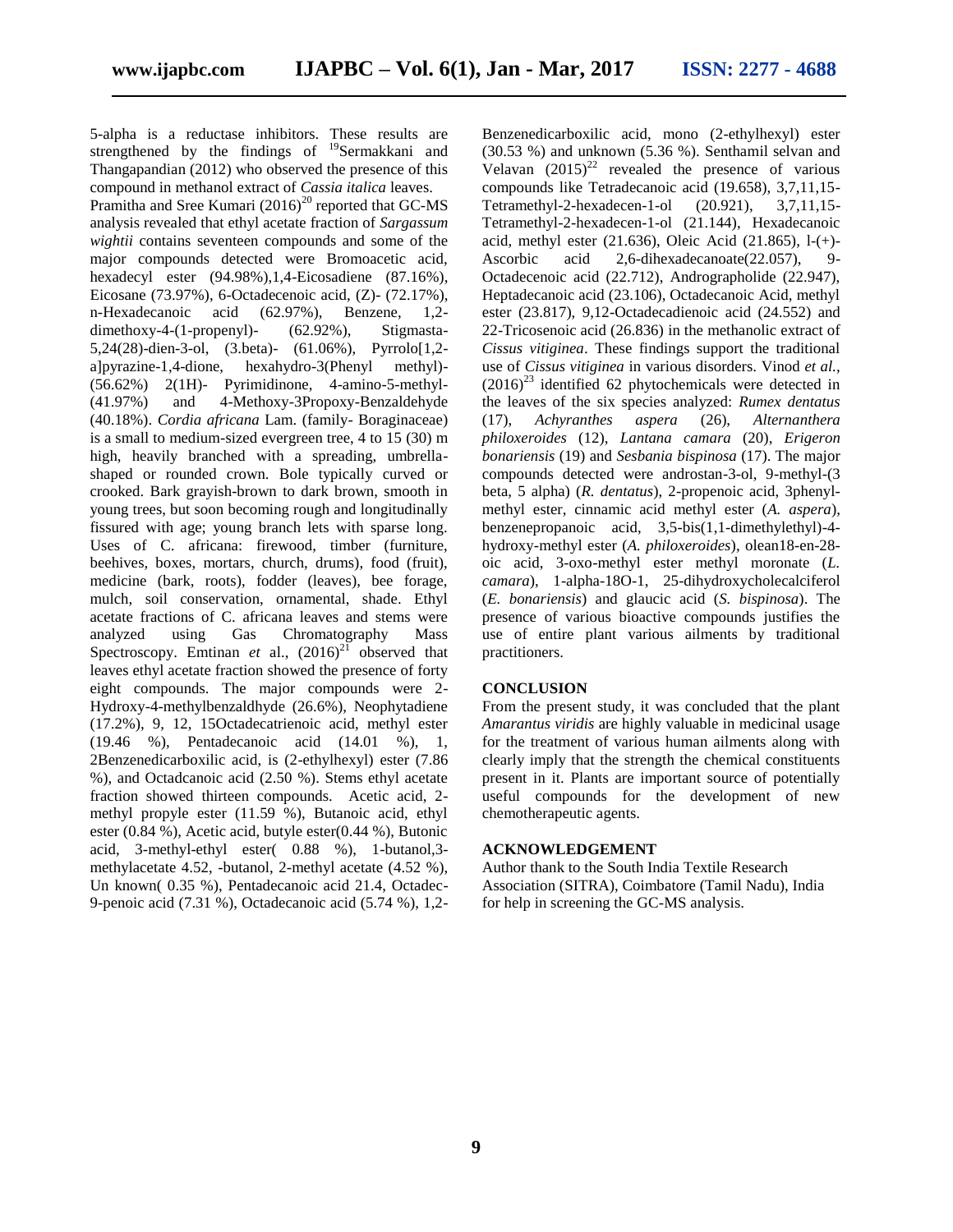5-alpha is a reductase inhibitors. These results are strengthened by the findings of [19]Sermakkani and Thangapandian (2012) who observed the presence of this compound in methanol extract of *Cassia italica* leaves. Pramitha and Sree Kumari (2016)[20] reported that GC-MS analysis revealed that ethyl acetate fraction of *Sargassum wightii* contains seventeen compounds and some of the major compounds detected were Bromoacetic acid, hexadecyl ester (94.98%),1,4-Eicosadiene (87.16%), Eicosane (73.97%), 6-Octadecenoic acid, (Z)- (72.17%), n-Hexadecanoic acid (62.97%), Benzene, 1,2-dimethoxy-4-(1-propenyl)- (62.92%), Stigmasta-5,24(28)-dien-3-ol, (3.beta)- (61.06%), Pyrrolo[1,2-a]pyrazine-1,4-dione, hexahydro-3(Phenyl methyl)- (56.62%) 2(1H)- Pyrimidinone, 4-amino-5-methyl- (41.97%) and 4-Methoxy-3Propoxy-Benzaldehyde (40.18%). *Cordia africana* Lam. (family- Boraginaceae) is a small to medium-sized evergreen tree, 4 to 15 (30) m high, heavily branched with a spreading, umbrella-shaped or rounded crown. Bole typically curved or crooked. Bark grayish-brown to dark brown, smooth in young trees, but soon becoming rough and longitudinally fissured with age; young branch lets with sparse long. Uses of C. africana: firewood, timber (furniture, beehives, boxes, mortars, church, drums), food (fruit), medicine (bark, roots), fodder (leaves), bee forage, mulch, soil conservation, ornamental, shade. Ethyl acetate fractions of C. africana leaves and stems were analyzed using Gas Chromatography Mass Spectroscopy. Emtinan *et* al., (2016)[21] observed that leaves ethyl acetate fraction showed the presence of forty eight compounds. The major compounds were 2-Hydroxy-4-methylbenzaldhyde (26.6%), Neophytadiene (17.2%), 9, 12, 15Octadecatrienoic acid, methyl ester (19.46 %), Pentadecanoic acid (14.01 %), 1, 2Benzenedicarboxilic acid, is (2-ethylhexyl) ester (7.86 %), and Octadcanoic acid (2.50 %). Stems ethyl acetate fraction showed thirteen compounds. Acetic acid, 2-methyl propyle ester (11.59 %), Butanoic acid, ethyl ester (0.84 %), Acetic acid, butyle ester(0.44 %), Butonic acid, 3-methyl-ethyl ester( 0.88 %), 1-butanol,3-methylacetate 4.52, -butanol, 2-methyl acetate (4.52 %), Un known( 0.35 %), Pentadecanoic acid 21.4, Octadec-9-penoic acid (7.31 %), Octadecanoic acid (5.74 %), 1,2-Benzenedicarboxilic acid, mono (2-ethylhexyl) ester (30.53 %) and unknown (5.36 %). Senthamil selvan and Velavan (2015)[22] revealed the presence of various compounds like Tetradecanoic acid (19.658), 3,7,11,15-Tetramethyl-2-hexadecen-1-ol (20.921), 3,7,11,15-Tetramethyl-2-hexadecen-1-ol (21.144), Hexadecanoic acid, methyl ester (21.636), Oleic Acid (21.865), l-(+)-Ascorbic acid 2,6-dihexadecanoate(22.057), 9-Octadecenoic acid (22.712), Andrographolide (22.947), Heptadecanoic acid (23.106), Octadecanoic Acid, methyl ester (23.817), 9,12-Octadecadienoic acid (24.552) and 22-Tricosenoic acid (26.836) in the methanolic extract of *Cissus vitiginea*. These findings support the traditional use of *Cissus vitiginea* in various disorders. Vinod *et al.,* (2016)[23] identified 62 phytochemicals were detected in the leaves of the six species analyzed: *Rumex dentatus* (17), *Achyranthes aspera* (26), *Alternanthera philoxeroides* (12), *Lantana camara* (20), *Erigeron bonariensis* (19) and *Sesbania bispinosa* (17). The major compounds detected were androstan-3-ol, 9-methyl-(3 beta, 5 alpha) (*R. dentatus*), 2-propenoic acid, 3phenyl-methyl ester, cinnamic acid methyl ester (*A. aspera*), benzenepropanoic acid, 3,5-bis(1,1-dimethylethyl)-4-hydroxy-methyl ester (*A. philoxeroides*), olean18-en-28-oic acid, 3-oxo-methyl ester methyl moronate (*L. camara*), 1-alpha-18O-1, 25-dihydroxycholecalciferol (*E. bonariensis*) and glaucic acid (*S. bispinosa*). The presence of various bioactive compounds justifies the use of entire plant various ailments by traditional practitioners.

## CONCLUSION

From the present study, it was concluded that the plant *Amarantus viridis* are highly valuable in medicinal usage for the treatment of various human ailments along with clearly imply that the strength the chemical constituents present in it. Plants are important source of potentially useful compounds for the development of new chemotherapeutic agents.

## ACKNOWLEDGEMENT

Author thank to the South India Textile Research Association (SITRA), Coimbatore (Tamil Nadu), India for help in screening the GC-MS analysis.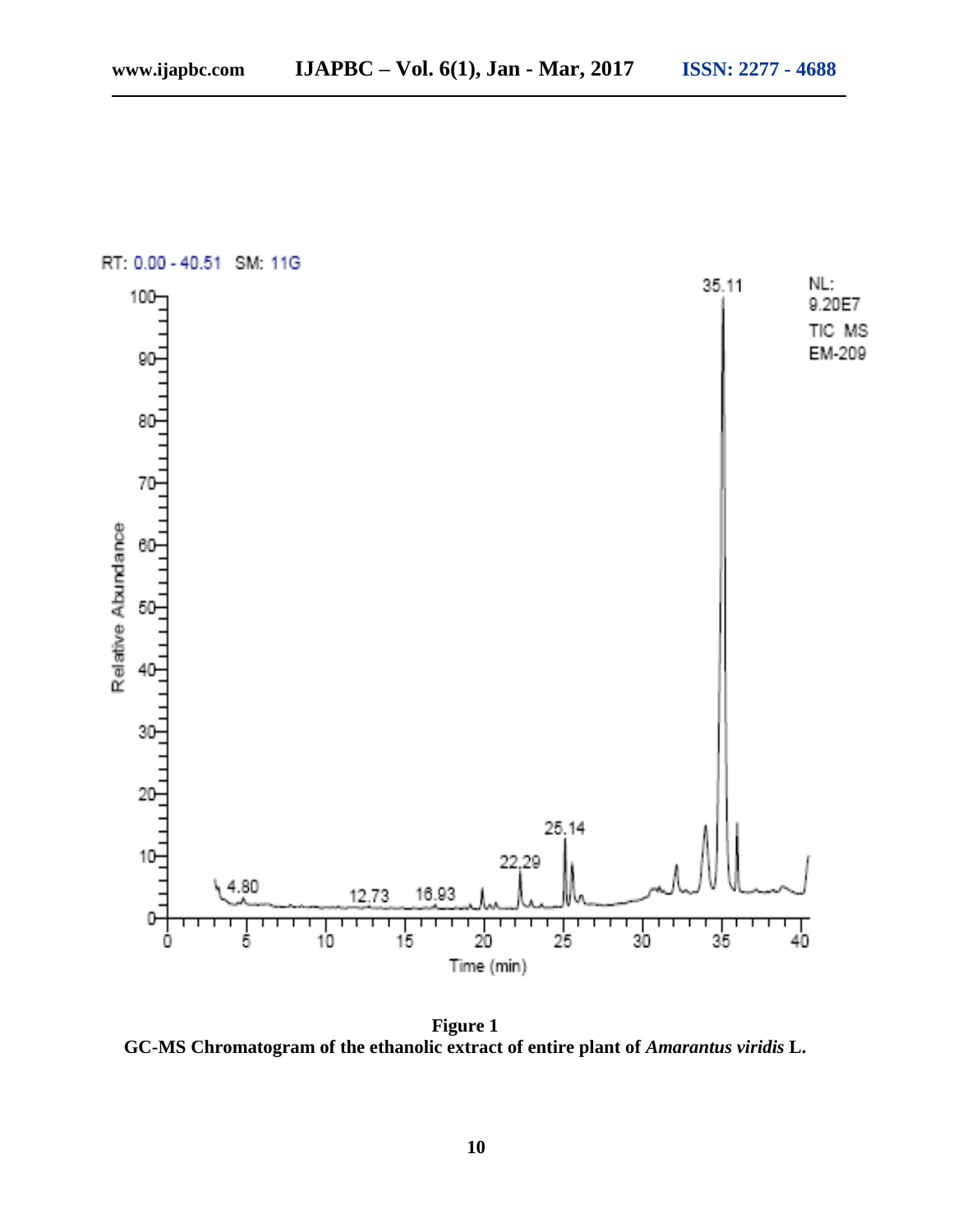**Figure 1**
**GC-MS Chromatogram of the ethanolic extract of entire plant of *Amarantus viridis* L.**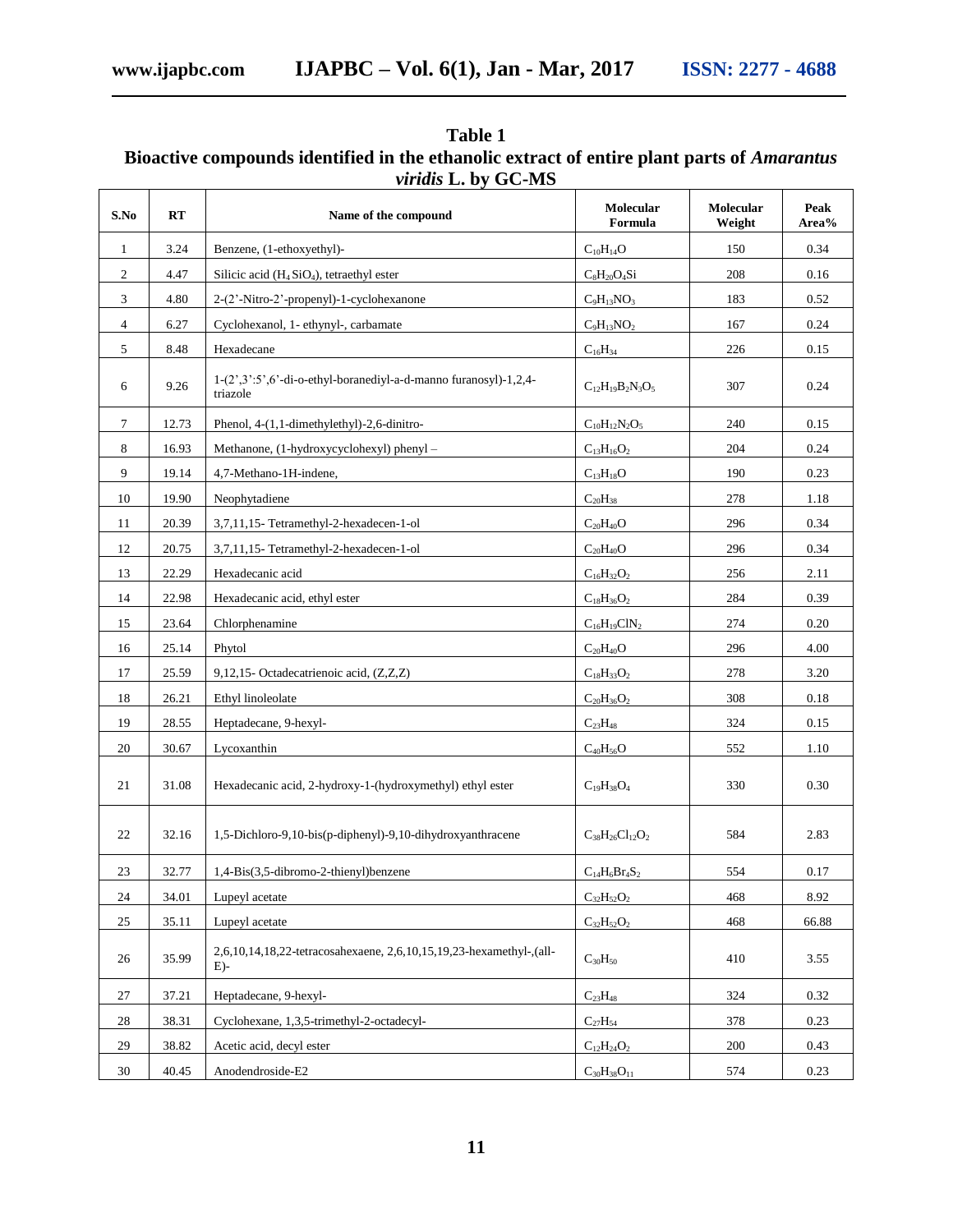**Table 1**
**Bioactive compounds identified in the ethanolic extract of entire plant parts of *Amarantus viridis* L. by GC-MS**

| S.No | RT | Name of the compound | Molecular Formula | Molecular Weight | Peak Area% |
|---|---|---|---|---|---|
| 1 | 3.24 | Benzene, (1-ethoxyethyl)- | $C_{10}H_{14}O$ | 150 | 0.34 |
| 2 | 4.47 | Silicic acid ($H_4SiO_4$), tetraethyl ester | $C_8H_{20}O_4Si$ | 208 | 0.16 |
| 3 | 4.80 | 2-(2'-Nitro-2'-propenyl)-1-cyclohexanone | $C_9H_{13}NO_3$ | 183 | 0.52 |
| 4 | 6.27 | Cyclohexanol, 1- ethynyl-, carbamate | $C_9H_{13}NO_2$ | 167 | 0.24 |
| 5 | 8.48 | Hexadecane | $C_{16}H_{34}$ | 226 | 0.15 |
| 6 | 9.26 | 1-(2',3':5',6'-di-o-ethyl-boranediyl-a-d-manno furanosyl)-1,2,4-triazole | $C_{12}H_{19}B_2N_3O_5$ | 307 | 0.24 |
| 7 | 12.73 | Phenol, 4-(1,1-dimethylethyl)-2,6-dinitro- | $C_{10}H_{12}N_2O_5$ | 240 | 0.15 |
| 8 | 16.93 | Methanone, (1-hydroxycyclohexyl) phenyl – | $C_{13}H_{16}O_2$ | 204 | 0.24 |
| 9 | 19.14 | 4,7-Methano-1H-indene, | $C_{13}H_{18}O$ | 190 | 0.23 |
| 10 | 19.90 | Neophytadiene | $C_{20}H_{38}$ | 278 | 1.18 |
| 11 | 20.39 | 3,7,11,15- Tetramethyl-2-hexadecen-1-ol | $C_{20}H_{40}O$ | 296 | 0.34 |
| 12 | 20.75 | 3,7,11,15- Tetramethyl-2-hexadecen-1-ol | $C_{20}H_{40}O$ | 296 | 0.34 |
| 13 | 22.29 | Hexadecanic acid | $C_{16}H_{32}O_2$ | 256 | 2.11 |
| 14 | 22.98 | Hexadecanic acid, ethyl ester | $C_{18}H_{36}O_2$ | 284 | 0.39 |
| 15 | 23.64 | Chlorphenamine | $C_{16}H_{19}ClN_2$ | 274 | 0.20 |
| 16 | 25.14 | Phytol | $C_{20}H_{40}O$ | 296 | 4.00 |
| 17 | 25.59 | 9,12,15- Octadecatrienoic acid, (Z,Z,Z) | $C_{18}H_{33}O_2$ | 278 | 3.20 |
| 18 | 26.21 | Ethyl linoleolate | $C_{20}H_{36}O_2$ | 308 | 0.18 |
| 19 | 28.55 | Heptadecane, 9-hexyl- | $C_{23}H_{48}$ | 324 | 0.15 |
| 20 | 30.67 | Lycoxanthin | $C_{40}H_{56}O$ | 552 | 1.10 |
| 21 | 31.08 | Hexadecanic acid, 2-hydroxy-1-(hydroxymethyl) ethyl ester | $C_{19}H_{38}O_4$ | 330 | 0.30 |
| 22 | 32.16 | 1,5-Dichloro-9,10-bis(p-diphenyl)-9,10-dihydroxyanthracene | $C_{38}H_{26}Cl_{12}O_2$ | 584 | 2.83 |
| 23 | 32.77 | 1,4-Bis(3,5-dibromo-2-thienyl)benzene | $C_{14}H_6Br_4S_2$ | 554 | 0.17 |
| 24 | 34.01 | Lupeyl acetate | $C_{32}H_{52}O_2$ | 468 | 8.92 |
| 25 | 35.11 | Lupeyl acetate | $C_{32}H_{52}O_2$ | 468 | 66.88 |
| 26 | 35.99 | 2,6,10,14,18,22-tetracosahexaene, 2,6,10,15,19,23-hexamethyl-,(all-E)- | $C_{30}H_{50}$ | 410 | 3.55 |
| 27 | 37.21 | Heptadecane, 9-hexyl- | $C_{23}H_{48}$ | 324 | 0.32 |
| 28 | 38.31 | Cyclohexane, 1,3,5-trimethyl-2-octadecyl- | $C_{27}H_{54}$ | 378 | 0.23 |
| 29 | 38.82 | Acetic acid, decyl ester | $C_{12}H_{24}O_2$ | 200 | 0.43 |
| 30 | 40.45 | Anodendroside-E2 | $C_{30}H_{38}O_{11}$ | 574 | 0.23 |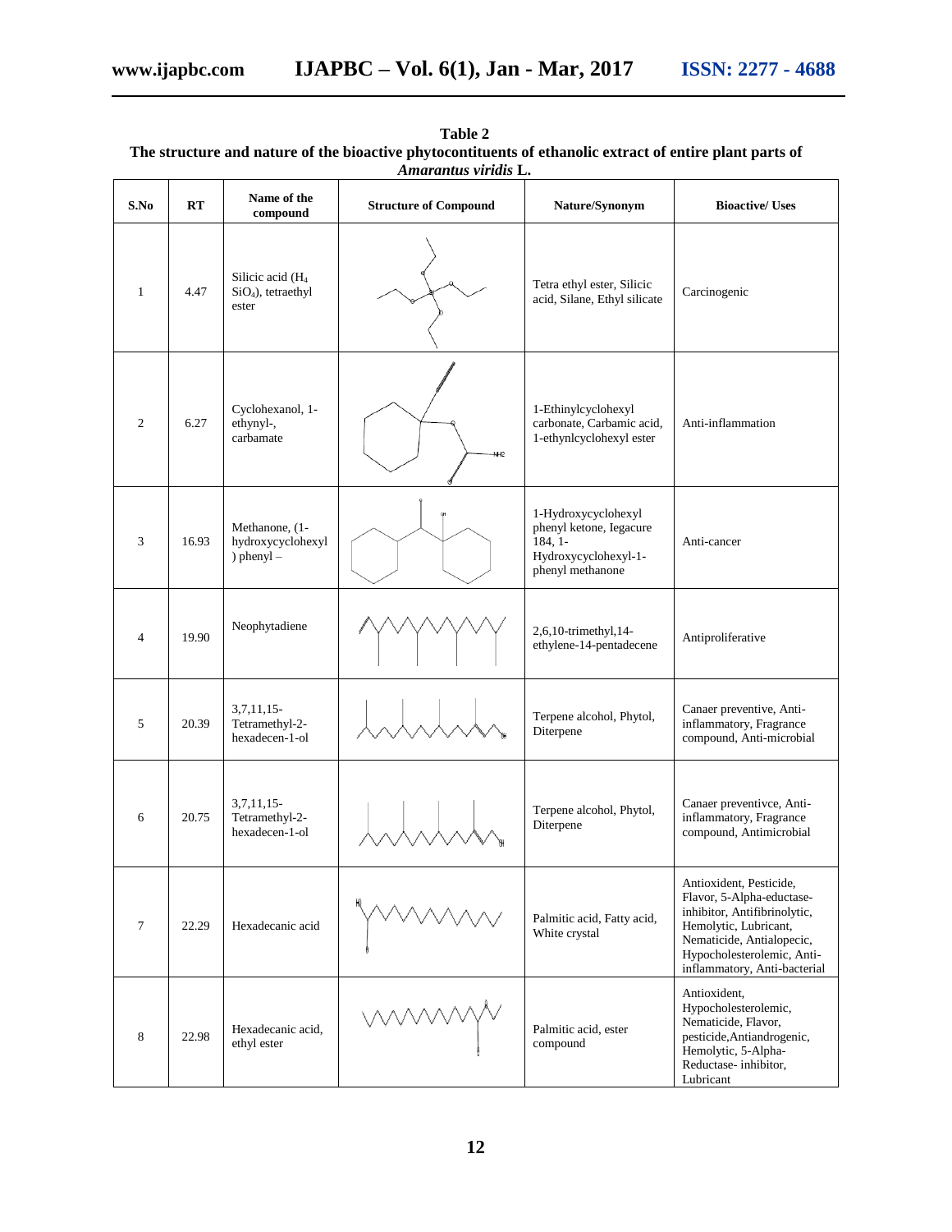**Table 2**
**The structure and nature of the bioactive phytocontituents of ethanolic extract of entire plant parts of *Amarantus viridis* L.**

| S.No | RT | Name of the compound | Structure of Compound | Nature/Synonym | Bioactive/ Uses |
|---|---|---|---|---|---|
| 1 | 4.47 | Silicic acid ($H_4SiO_4$), tetraethyl ester | | Tetra ethyl ester, Silicic acid, Silane, Ethyl silicate | Carcinogenic |
| 2 | 6.27 | Cyclohexanol, 1-ethynyl-, carbamate | | 1-Ethinylcyclohexyl carbonate, Carbamic acid, 1-ethynlcyclohexyl ester | Anti-inflammation |
| 3 | 16.93 | Methanone, (1-hydroxycyclohexyl ) phenyl – | | 1-Hydroxycyclohexyl phenyl ketone, Iegacure 184, 1-Hydroxycyclohexyl-1-phenyl methanone | Anti-cancer |
| 4 | 19.90 | Neophytadiene | | 2,6,10-trimethyl,14-ethylene-14-pentadecene | Antiproliferative |
| 5 | 20.39 | 3,7,11,15-Tetramethyl-2-hexadecen-1-ol | | Terpene alcohol, Phytol, Diterpene | Canaer preventive, Anti-inflammatory, Fragrance compound, Anti-microbial |
| 6 | 20.75 | 3,7,11,15-Tetramethyl-2-hexadecen-1-ol | | Terpene alcohol, Phytol, Diterpene | Canaer preventivce, Anti-inflammatory, Fragrance compound, Antimicrobial |
| 7 | 22.29 | Hexadecanic acid | | Palmitic acid, Fatty acid, White crystal | Antioxident, Pesticide, Flavor, 5-Alpha-eductase-inhibitor, Antifibrinolytic, Hemolytic, Lubricant, Nematicide, Antialopecic, Hypocholesterolemic, Anti-inflammatory, Anti-bacterial |
| 8 | 22.98 | Hexadecanic acid, ethyl ester | | Palmitic acid, ester compound | Antioxident, Hypocholesterolemic, Nematicide, Flavor, pesticide,Antiandrogenic, Hemolytic, 5-Alpha-Reductase- inhibitor, Lubricant |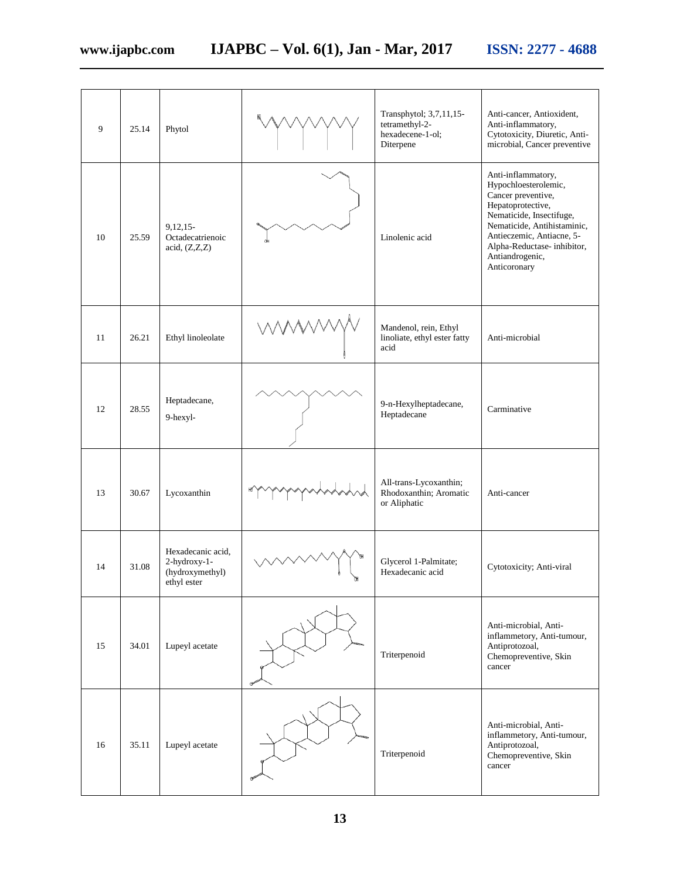| 9 | 25.14 | Phytol | | Transphytol; 3,7,11,15-tetramethyl-2-hexadecene-1-ol; Diterpene | Anti-cancer, Antioxident, Anti-inflammatory, Cytotoxicity, Diuretic, Anti-microbial, Cancer preventive |
|---|---|---|---|---|---|
| 10 | 25.59 | 9,12,15-Octadecatrienoic acid, (Z,Z,Z) | | Linolenic acid | Anti-inflammatory, Hypochloesterolemic, Cancer preventive, Hepatoprotective, Insectifuge, Nematicide, Nematicide, Antihistaminic, Antieczemic, Antiacne, 5-Alpha-Reductase- inhibitor, Antiandrogenic, Anticoronary |
| 11 | 26.21 | Ethyl linoleolate | | Mandenol, rein, Ethyl linoliate, ethyl ester fatty acid | Anti-microbial |
| 12 | 28.55 | Heptadecane, 9-hexyl- | | 9-n-Hexylheptadecane, Heptadecane | Carminative |
| 13 | 30.67 | Lycoxanthin | | All-trans-Lycoxanthin; Rhodoxanthin; Aromatic or Aliphatic | Anti-cancer |
| 14 | 31.08 | Hexadecanic acid, 2-hydroxy-1-(hydroxymethyl) ethyl ester | | Glycerol 1-Palmitate; Hexadecanic acid | Cytotoxicity; Anti-viral |
| 15 | 34.01 | Lupeyl acetate | | Triterpenoid | Anti-microbial, Anti-inflammetory, Anti-tumour, Antiprotozoal, Chemopreventive, Skin cancer |
| 16 | 35.11 | Lupeyl acetate | | Triterpenoid | Anti-microbial, Anti-inflammetory, Anti-tumour, Antiprotozoal, Chemopreventive, Skin cancer |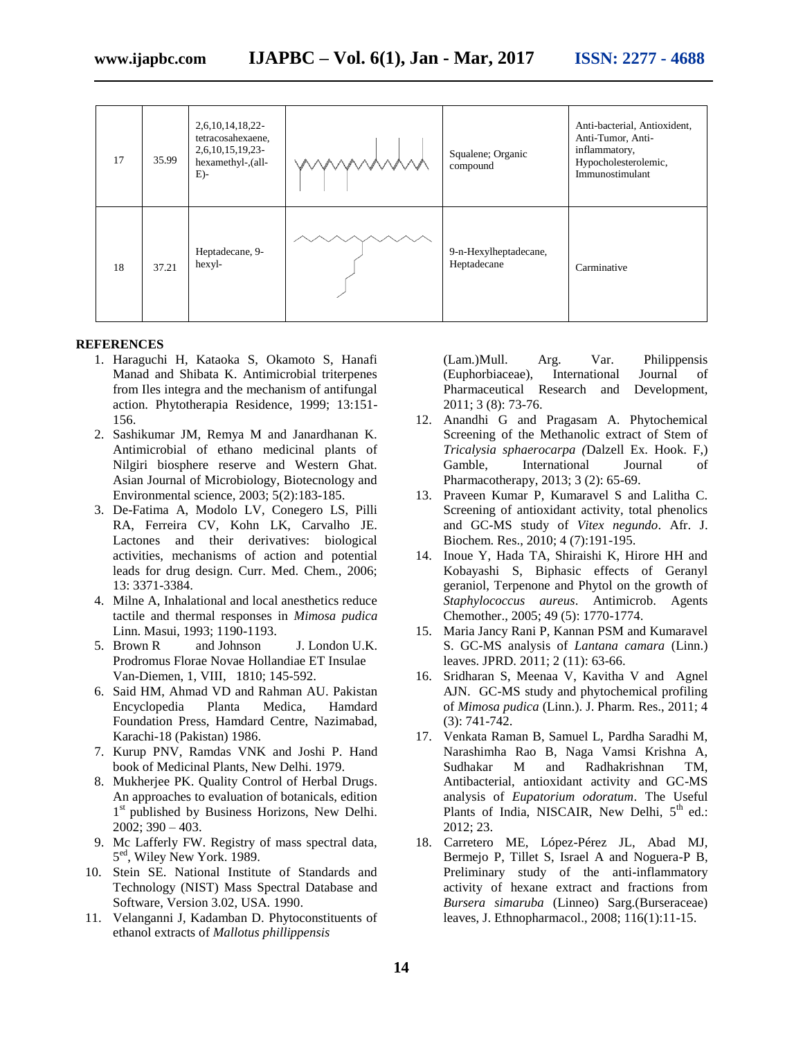| 17 | 35.99 | 2,6,10,14,18,22-tetracosahexaene, 2,6,10,15,19,23-hexamethyl-,(all-E)- | | Squalene; Organic compound | Anti-bacterial, Antioxident, Anti-Tumor, Anti-inflammatory, Hypocholesterolemic, Immunostimulant |
|---|---|---|---|---|---|
| 18 | 37.21 | Heptadecane, 9-hexyl- | | 9-n-Hexylheptadecane, Heptadecane | Carminative |

## REFERENCES

1. Haraguchi H, Kataoka S, Okamoto S, Hanafi Manad and Shibata K. Antimicrobial triterpenes from Iles integra and the mechanism of antifungal action. Phytotherapia Residence, 1999; 13:151-156.
2. Sashikumar JM, Remya M and Janardhanan K. Antimicrobial of ethano medicinal plants of Nilgiri biosphere reserve and Western Ghat. Asian Journal of Microbiology, Biotecnology and Environmental science, 2003; 5(2):183-185.
3. De-Fatima A, Modolo LV, Conegero LS, Pilli RA, Ferreira CV, Kohn LK, Carvalho JE. Lactones and their derivatives: biological activities, mechanisms of action and potential leads for drug design. Curr. Med. Chem., 2006; 13: 3371-3384.
4. Milne A, Inhalational and local anesthetics reduce tactile and thermal responses in *Mimosa pudica* Linn. Masui, 1993; 1190-1193.
5. Brown R and Johnson J. London U.K. Prodromus Florae Novae Hollandiae ET Insulae Van-Diemen, 1, VIII, 1810; 145-592.
6. Said HM, Ahmad VD and Rahman AU. Pakistan Encyclopedia Planta Medica, Hamdard Foundation Press, Hamdard Centre, Nazimabad, Karachi-18 (Pakistan) 1986.
7. Kurup PNV, Ramdas VNK and Joshi P. Hand book of Medicinal Plants, New Delhi. 1979.
8. Mukherjee PK. Quality Control of Herbal Drugs. An approaches to evaluation of botanicals, edition 1st published by Business Horizons, New Delhi. 2002; 390 – 403.
9. Mc Lafferly FW. Registry of mass spectral data, 5ed, Wiley New York. 1989.
10. Stein SE. National Institute of Standards and Technology (NIST) Mass Spectral Database and Software, Version 3.02, USA. 1990.
11. Velanganni J, Kadamban D. Phytoconstituents of ethanol extracts of *Mallotus phillippensis* (Lam.)Mull. Arg. Var. Philippensis (Euphorbiaceae), International Journal of Pharmaceutical Research and Development, 2011; 3 (8): 73-76.
12. Anandhi G and Pragasam A. Phytochemical Screening of the Methanolic extract of Stem of *Tricalysia sphaerocarpa (*Dalzell Ex. Hook. F,) Gamble, International Journal of Pharmacotherapy, 2013; 3 (2): 65-69.
13. Praveen Kumar P, Kumaravel S and Lalitha C. Screening of antioxidant activity, total phenolics and GC-MS study of *Vitex negundo*. Afr. J. Biochem. Res., 2010; 4 (7):191-195.
14. Inoue Y, Hada TA, Shiraishi K, Hirore HH and Kobayashi S, Biphasic effects of Geranyl geraniol, Terpenone and Phytol on the growth of *Staphylococcus aureus*. Antimicrob. Agents Chemother., 2005; 49 (5): 1770-1774.
15. Maria Jancy Rani P, Kannan PSM and Kumaravel S. GC-MS analysis of *Lantana camara* (Linn.) leaves. JPRD. 2011; 2 (11): 63-66.
16. Sridharan S, Meenaa V, Kavitha V and Agnel AJN. GC-MS study and phytochemical profiling of *Mimosa pudica* (Linn.). J. Pharm. Res., 2011; 4 (3): 741-742.
17. Venkata Raman B, Samuel L, Pardha Saradhi M, Narashimha Rao B, Naga Vamsi Krishna A, Sudhakar M and Radhakrishnan TM, Antibacterial, antioxidant activity and GC-MS analysis of *Eupatorium odoratum*. The Useful Plants of India, NISCAIR, New Delhi, 5th ed.: 2012; 23.
18. Carretero ME, López-Pérez JL, Abad MJ, Bermejo P, Tillet S, Israel A and Noguera-P B, Preliminary study of the anti-inflammatory activity of hexane extract and fractions from *Bursera simaruba* (Linneo) Sarg.(Burseraceae) leaves, J. Ethnopharmacol., 2008; 116(1):11-15.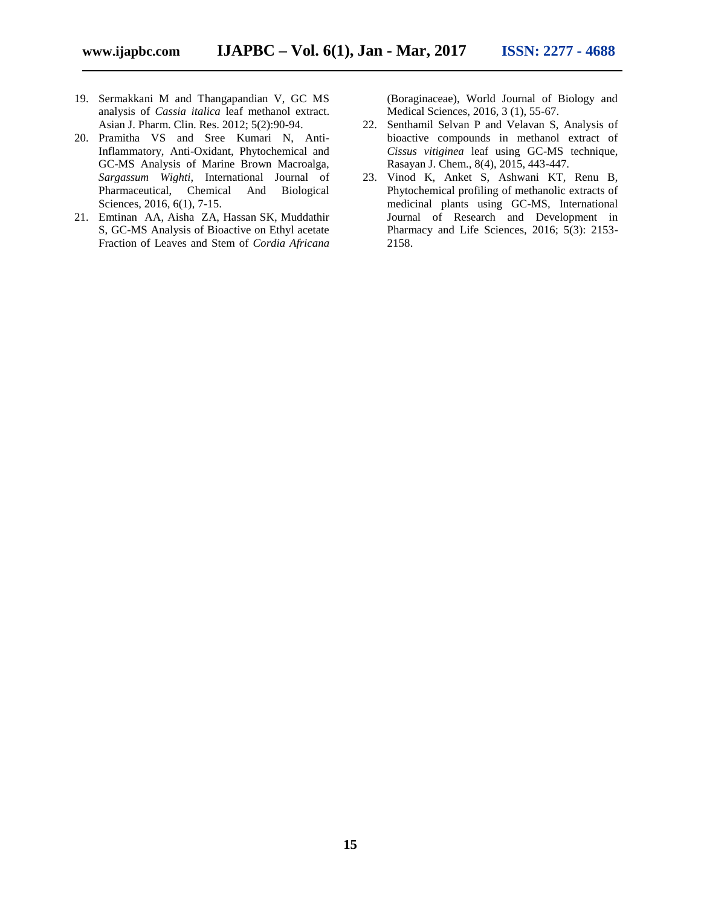19. Sermakkani M and Thangapandian V, GC MS analysis of *Cassia italica* leaf methanol extract. Asian J. Pharm. Clin. Res. 2012; 5(2):90-94.
20. Pramitha VS and Sree Kumari N, Anti-Inflammatory, Anti-Oxidant, Phytochemical and GC-MS Analysis of Marine Brown Macroalga, *Sargassum Wighti*, International Journal of Pharmaceutical, Chemical And Biological Sciences, 2016, 6(1), 7-15.
21. Emtinan AA, Aisha ZA, Hassan SK, Muddathir S, GC-MS Analysis of Bioactive on Ethyl acetate Fraction of Leaves and Stem of *Cordia Africana* (Boraginaceae), World Journal of Biology and Medical Sciences, 2016, 3 (1), 55-67.
22. Senthamil Selvan P and Velavan S, Analysis of bioactive compounds in methanol extract of *Cissus vitiginea* leaf using GC-MS technique, Rasayan J. Chem., 8(4), 2015, 443-447.
23. Vinod K, Anket S, Ashwani KT, Renu B, Phytochemical profiling of methanolic extracts of medicinal plants using GC-MS, International Journal of Research and Development in Pharmacy and Life Sciences, 2016; 5(3): 2153-2158.